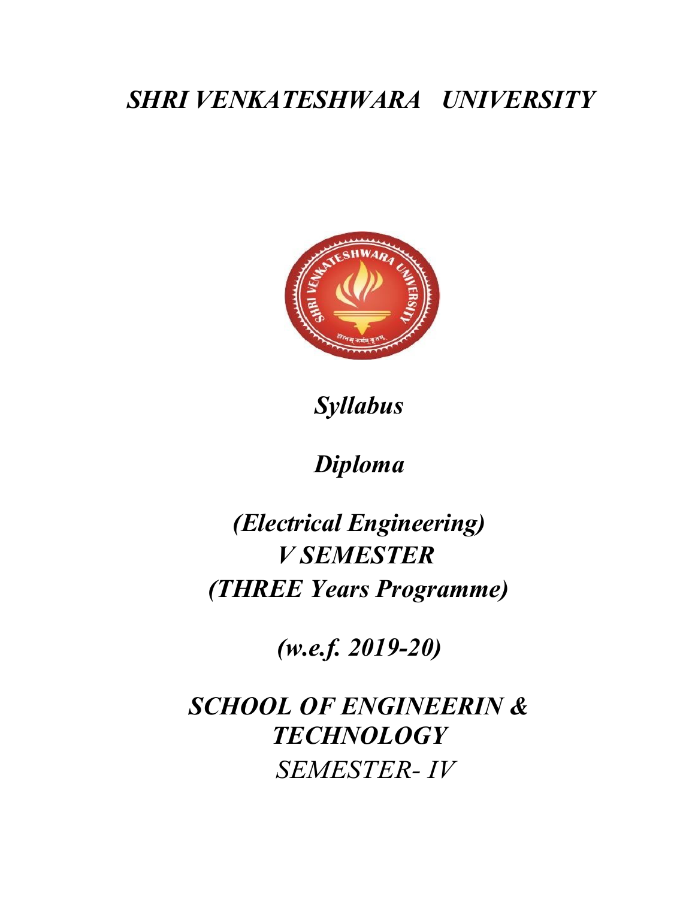# *SHRI VENKATESHWARA UNIVERSITY*

## *Syllabus*

## *Diploma*

## *(Electrical Engineering)*
## *V SEMESTER*
## *(THREE Years Programme)*

## *(w.e.f. 2019-20)*

## *SCHOOL OF ENGINEERIN & TECHNOLOGY*

*SEMESTER- IV*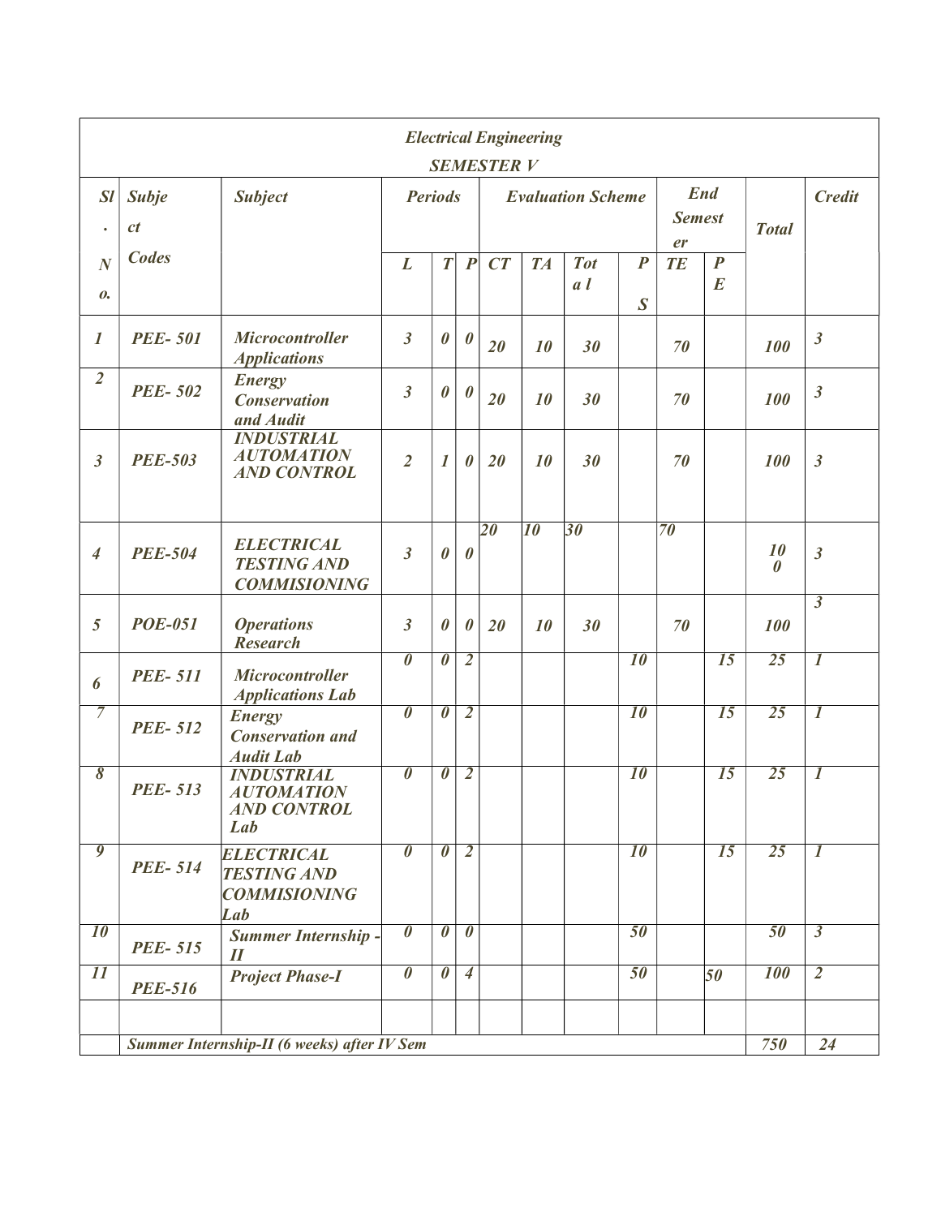| Electrical Engineering SEMESTER V | | | | | | | | | | | | | | |
|---|---|---|---|---|---|---|---|---|---|---|---|---|---|---|
| Sl. No. | Subject Codes | Subject | Periods | | | Evaluation Scheme | | | | End Semester | | Total | Credit |
| | | | L | T | P | CT | TA | Total | PS | TE | PE | | |
| 1 | PEE- 501 | Microcontroller Applications | 3 | 0 | 0 | 20 | 10 | 30 | | 70 | | 100 | 3 |
| 2 | PEE- 502 | Energy Conservation and Audit | 3 | 0 | 0 | 20 | 10 | 30 | | 70 | | 100 | 3 |
| 3 | PEE-503 | INDUSTRIAL AUTOMATION AND CONTROL | 2 | 1 | 0 | 20 | 10 | 30 | | 70 | | 100 | 3 |
| 4 | PEE-504 | ELECTRICAL TESTING AND COMMISIONING | 3 | 0 | 0 | 20 | 10 | 30 | | 70 | | 100 | 3 |
| 5 | POE-051 | Operations Research | 3 | 0 | 0 | 20 | 10 | 30 | | 70 | | 100 | 3 |
| 6 | PEE- 511 | Microcontroller Applications Lab | 0 | 0 | 2 | | | | 10 | | 15 | 25 | 1 |
| 7 | PEE- 512 | Energy Conservation and Audit Lab | 0 | 0 | 2 | | | | 10 | | 15 | 25 | 1 |
| 8 | PEE- 513 | INDUSTRIAL AUTOMATION AND CONTROL Lab | 0 | 0 | 2 | | | | 10 | | 15 | 25 | 1 |
| 9 | PEE- 514 | ELECTRICAL TESTING AND COMMISIONING Lab | 0 | 0 | 2 | | | | 10 | | 15 | 25 | 1 |
| 10 | PEE- 515 | Summer Internship - II | 0 | 0 | 0 | | | | 50 | | | 50 | 3 |
| 11 | PEE-516 | Project Phase-I | 0 | 0 | 4 | | | | 50 | | 50 | 100 | 2 |
| | | | | | | | | | | | | | |
| | Summer Internship-II (6 weeks) after IV Sem | | | | | | | | | | | 750 | 24 |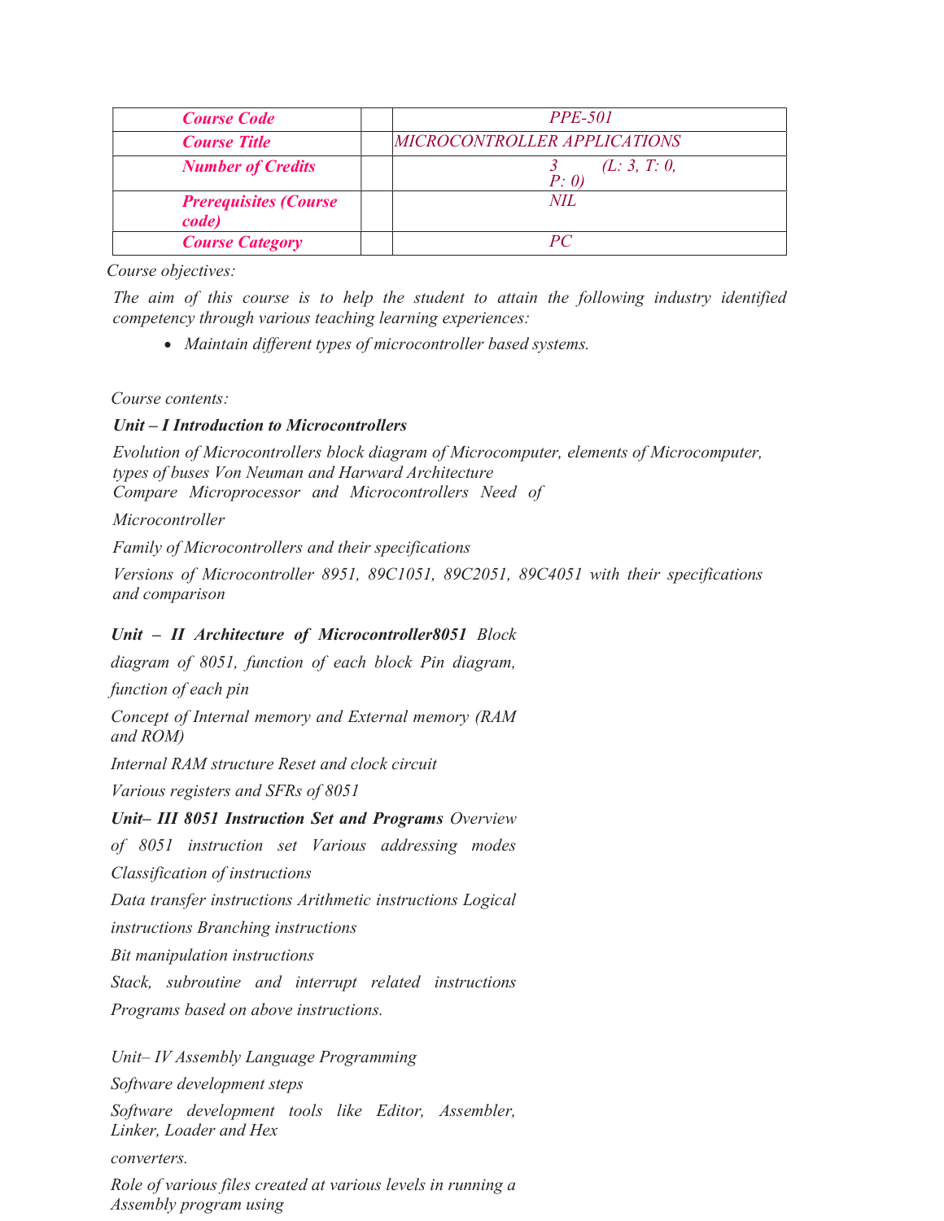| | | |
|---|---|---|
| ***Course Code*** | | *PPE-501* |
| ***Course Title*** | | *MICROCONTROLLER APPLICATIONS* |
| ***Number of Credits*** | | *3 (L: 3, T: 0, P: 0)* |
| ***Prerequisites (Course code)*** | | *NIL* |
| ***Course Category*** | | *PC* |

*Course objectives:*

*The aim of this course is to help the student to attain the following industry identified competency through various teaching learning experiences:*

- *Maintain different types of microcontroller based systems.*

*Course contents:*

***Unit – I Introduction to Microcontrollers***

*Evolution of Microcontrollers block diagram of Microcomputer, elements of Microcomputer, types of buses Von Neuman and Harward Architecture*

*Compare Microprocessor and Microcontrollers Need of Microcontroller*

*Family of Microcontrollers and their specifications*

*Versions of Microcontroller 8951, 89C1051, 89C2051, 89C4051 with their specifications and comparison*

***Unit – II Architecture of Microcontroller8051*** *Block diagram of 8051, function of each block Pin diagram, function of each pin*

*Concept of Internal memory and External memory (RAM and ROM)*

*Internal RAM structure Reset and clock circuit*

*Various registers and SFRs of 8051*

***Unit– III 8051 Instruction Set and Programs*** *Overview of 8051 instruction set Various addressing modes*

*Classification of instructions*

*Data transfer instructions Arithmetic instructions Logical instructions Branching instructions*

*Bit manipulation instructions*

*Stack, subroutine and interrupt related instructions*

*Programs based on above instructions.*

*Unit– IV Assembly Language Programming*

*Software development steps*

*Software development tools like Editor, Assembler, Linker, Loader and Hex converters.*

*Role of various files created at various levels in running a Assembly program using*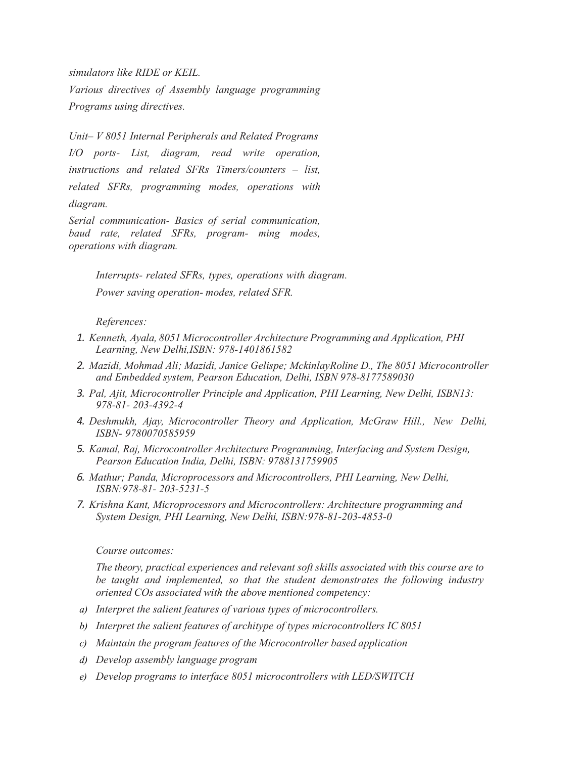*simulators like RIDE or KEIL.*

*Various directives of Assembly language programming Programs using directives.*

*Unit– V 8051 Internal Peripherals and Related Programs*

*I/O ports- List, diagram, read write operation, instructions and related SFRs Timers/counters – list, related SFRs, programming modes, operations with diagram.*

*Serial communication- Basics of serial communication, baud rate, related SFRs, program- ming modes, operations with diagram.*

*Interrupts- related SFRs, types, operations with diagram.*

*Power saving operation- modes, related SFR.*

*References:*

1. *Kenneth, Ayala, 8051 Microcontroller Architecture Programming and Application, PHI Learning, New Delhi,ISBN: 978-1401861582*
2. *Mazidi, Mohmad Ali; Mazidi, Janice Gelispe; MckinlayRoline D., The 8051 Microcontroller and Embedded system, Pearson Education, Delhi, ISBN 978-8177589030*
3. *Pal, Ajit, Microcontroller Principle and Application, PHI Learning, New Delhi, ISBN13: 978-81- 203-4392-4*
4. *Deshmukh, Ajay, Microcontroller Theory and Application, McGraw Hill., New Delhi, ISBN- 9780070585959*
5. *Kamal, Raj, Microcontroller Architecture Programming, Interfacing and System Design, Pearson Education India, Delhi, ISBN: 9788131759905*
6. *Mathur; Panda, Microprocessors and Microcontrollers, PHI Learning, New Delhi, ISBN:978-81- 203-5231-5*
7. *Krishna Kant, Microprocessors and Microcontrollers: Architecture programming and System Design, PHI Learning, New Delhi, ISBN:978-81-203-4853-0*

*Course outcomes:*

*The theory, practical experiences and relevant soft skills associated with this course are to be taught and implemented, so that the student demonstrates the following industry oriented COs associated with the above mentioned competency:*

a) *Interpret the salient features of various types of microcontrollers.*
b) *Interpret the salient features of architype of types microcontrollers IC 8051*
c) *Maintain the program features of the Microcontroller based application*
d) *Develop assembly language program*
e) *Develop programs to interface 8051 microcontrollers with LED/SWITCH*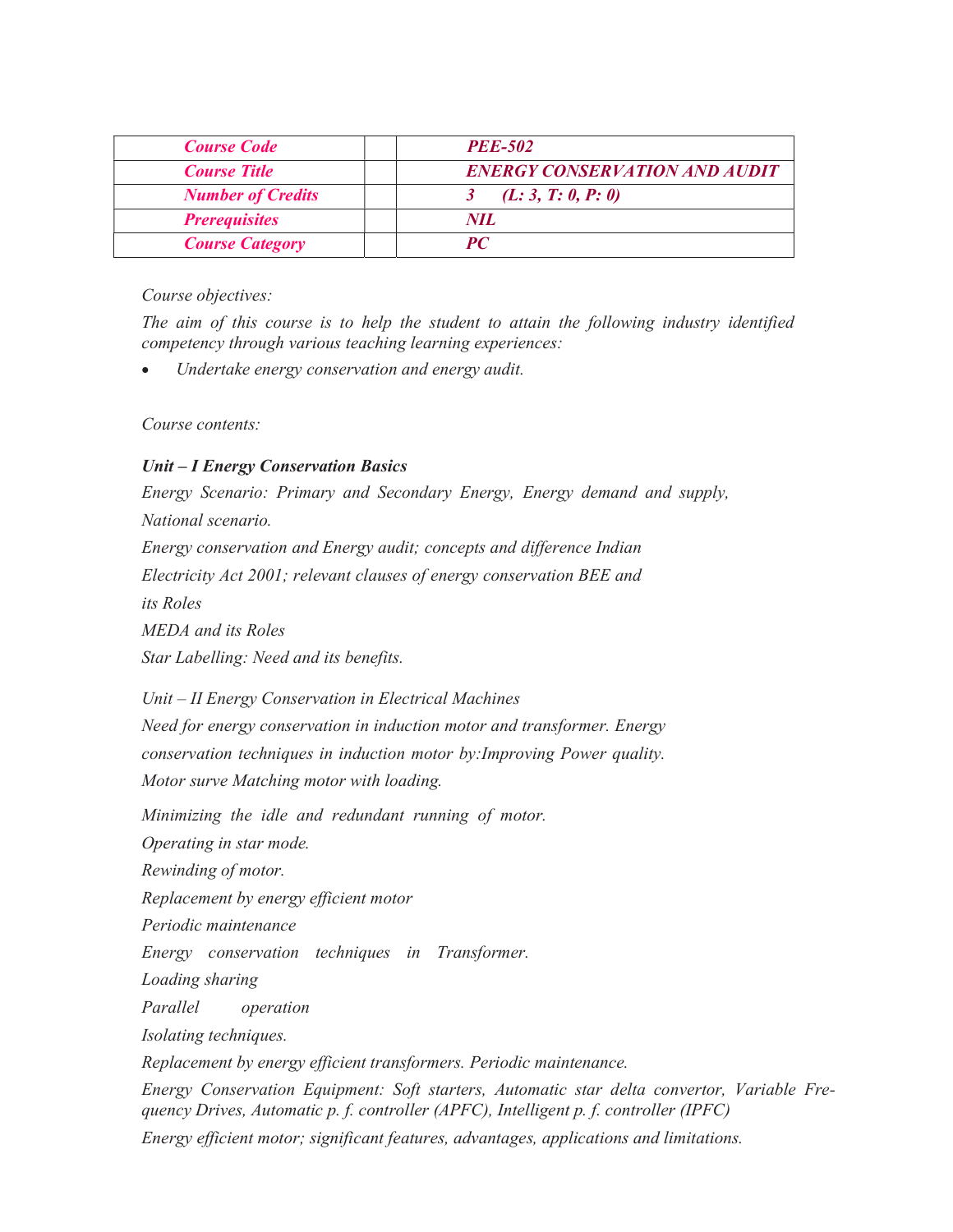| | | |
|---|---|---|
| ***Course Code*** | | ***PEE-502*** |
| ***Course Title*** | | ***ENERGY CONSERVATION AND AUDIT*** |
| ***Number of Credits*** | | ***3 (L: 3, T: 0, P: 0)*** |
| ***Prerequisites*** | | ***NIL*** |
| ***Course Category*** | | ***PC*** |

*Course objectives:*

*The aim of this course is to help the student to attain the following industry identified competency through various teaching learning experiences:*

- *Undertake energy conservation and energy audit.*

*Course contents:*

***Unit – I Energy Conservation Basics***

*Energy Scenario: Primary and Secondary Energy, Energy demand and supply, National scenario.*

*Energy conservation and Energy audit; concepts and difference Indian Electricity Act 2001; relevant clauses of energy conservation BEE and its Roles*

*MEDA and its Roles*

*Star Labelling: Need and its benefits.*

*Unit – II Energy Conservation in Electrical Machines*

*Need for energy conservation in induction motor and transformer. Energy conservation techniques in induction motor by:Improving Power quality.*

*Motor surve Matching motor with loading.*

*Minimizing the idle and redundant running of motor.*

*Operating in star mode.*

*Rewinding of motor.*

*Replacement by energy efficient motor*

*Periodic maintenance*

*Energy conservation techniques in Transformer.*

*Loading sharing*

*Parallel operation*

*Isolating techniques.*

*Replacement by energy efficient transformers. Periodic maintenance.*

*Energy Conservation Equipment: Soft starters, Automatic star delta convertor, Variable Frequency Drives, Automatic p. f. controller (APFC), Intelligent p. f. controller (IPFC)*

*Energy efficient motor; significant features, advantages, applications and limitations.*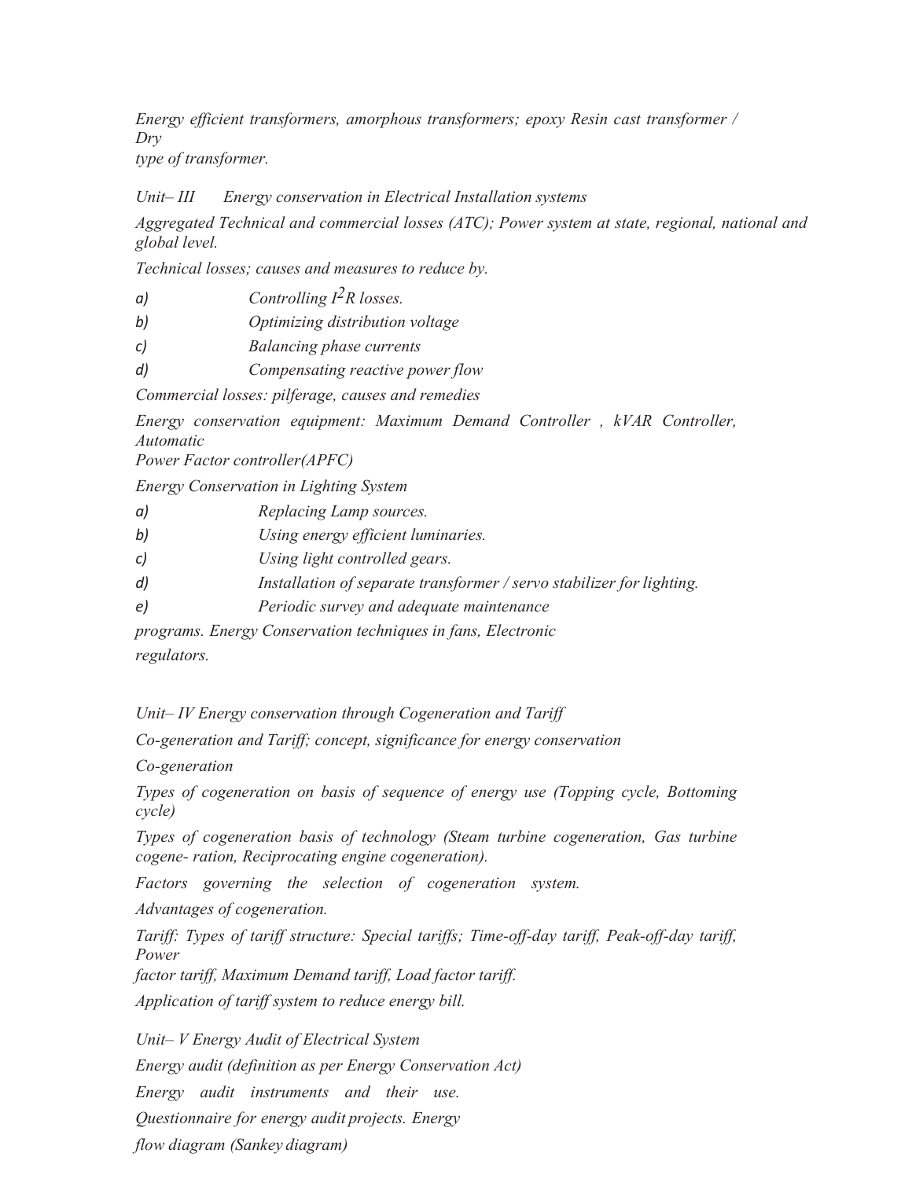*Energy efficient transformers, amorphous transformers; epoxy Resin cast transformer / Dry type of transformer.*

*Unit– III Energy conservation in Electrical Installation systems*

*Aggregated Technical and commercial losses (ATC); Power system at state, regional, national and global level.*

*Technical losses; causes and measures to reduce by.*

a) *Controlling $I^2R$ losses.*

b) *Optimizing distribution voltage*

c) *Balancing phase currents*

d) *Compensating reactive power flow*

*Commercial losses: pilferage, causes and remedies*

*Energy conservation equipment: Maximum Demand Controller , kVAR Controller, Automatic Power Factor controller(APFC)*

*Energy Conservation in Lighting System*

a) *Replacing Lamp sources.*

b) *Using energy efficient luminaries.*

c) *Using light controlled gears.*

d) *Installation of separate transformer / servo stabilizer for lighting.*

e) *Periodic survey and adequate maintenance programs. Energy Conservation techniques in fans, Electronic regulators.*

*Unit– IV Energy conservation through Cogeneration and Tariff*

*Co-generation and Tariff; concept, significance for energy conservation*

*Co-generation*

*Types of cogeneration on basis of sequence of energy use (Topping cycle, Bottoming cycle)*

*Types of cogeneration basis of technology (Steam turbine cogeneration, Gas turbine cogene- ration, Reciprocating engine cogeneration).*

*Factors governing the selection of cogeneration system.*

*Advantages of cogeneration.*

*Tariff: Types of tariff structure: Special tariffs; Time-off-day tariff, Peak-off-day tariff, Power factor tariff, Maximum Demand tariff, Load factor tariff.*

*Application of tariff system to reduce energy bill.*

*Unit– V Energy Audit of Electrical System*

*Energy audit (definition as per Energy Conservation Act)*

*Energy audit instruments and their use.*

*Questionnaire for energy audit projects. Energy flow diagram (Sankey diagram)*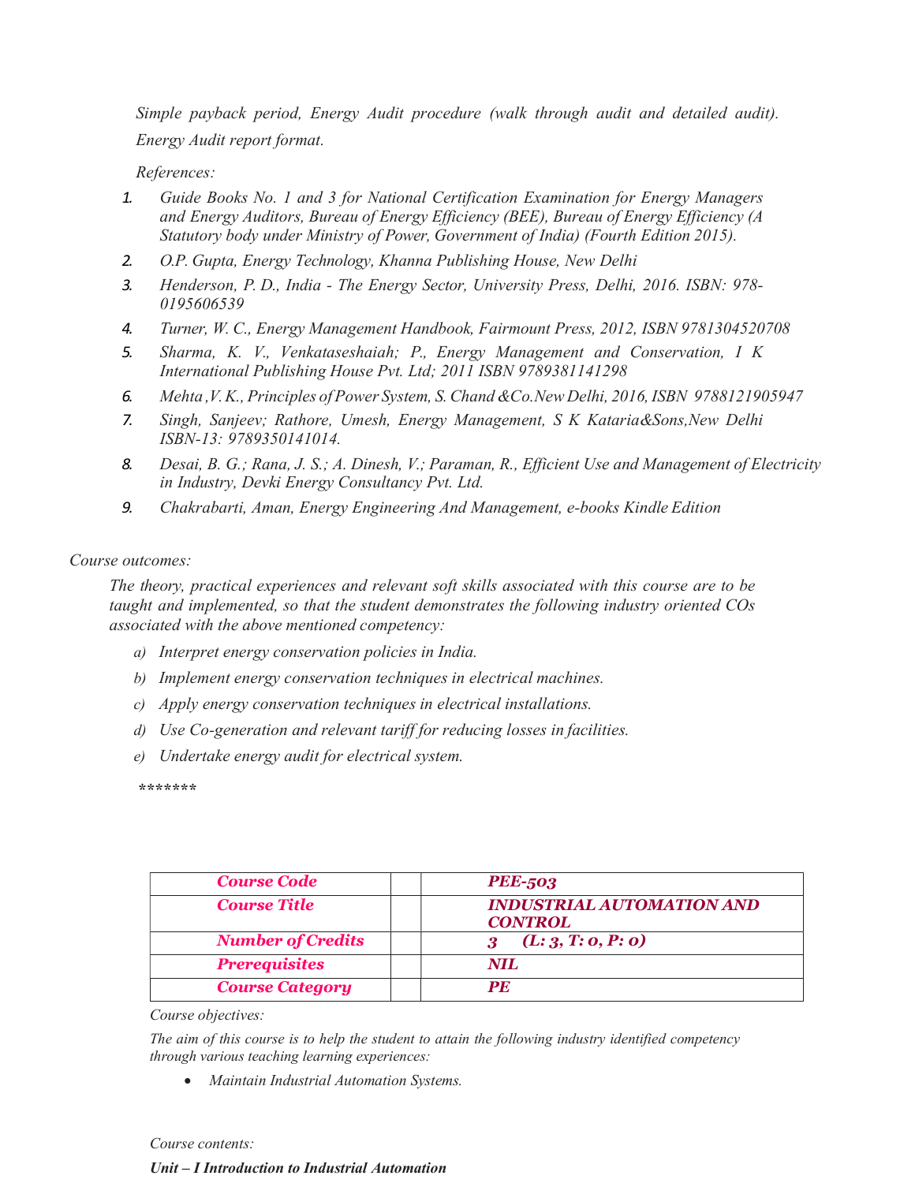*Simple payback period, Energy Audit procedure (walk through audit and detailed audit). Energy Audit report format.*

*References:*

1. *Guide Books No. 1 and 3 for National Certification Examination for Energy Managers and Energy Auditors, Bureau of Energy Efficiency (BEE), Bureau of Energy Efficiency (A Statutory body under Ministry of Power, Government of India) (Fourth Edition 2015).*
2. *O.P. Gupta, Energy Technology, Khanna Publishing House, New Delhi*
3. *Henderson, P. D., India - The Energy Sector, University Press, Delhi, 2016. ISBN: 978-0195606539*
4. *Turner, W. C., Energy Management Handbook, Fairmount Press, 2012, ISBN 9781304520708*
5. *Sharma, K. V., Venkataseshaiah; P., Energy Management and Conservation, I K International Publishing House Pvt. Ltd; 2011 ISBN 9789381141298*
6. *Mehta ,V. K., Principles of Power System, S. Chand &Co.New Delhi, 2016, ISBN 9788121905947*
7. *Singh, Sanjeev; Rathore, Umesh, Energy Management, S K Kataria&Sons,New Delhi ISBN-13: 9789350141014.*
8. *Desai, B. G.; Rana, J. S.; A. Dinesh, V.; Paraman, R., Efficient Use and Management of Electricity in Industry, Devki Energy Consultancy Pvt. Ltd.*
9. *Chakrabarti, Aman, Energy Engineering And Management, e-books Kindle Edition*

*Course outcomes:*

*The theory, practical experiences and relevant soft skills associated with this course are to be taught and implemented, so that the student demonstrates the following industry oriented COs associated with the above mentioned competency:*

a) *Interpret energy conservation policies in India.*
b) *Implement energy conservation techniques in electrical machines.*
c) *Apply energy conservation techniques in electrical installations.*
d) *Use Co-generation and relevant tariff for reducing losses in facilities.*
e) *Undertake energy audit for electrical system.*

*******

| | | |
|---|---|---|
| ***Course Code*** | | ***PEE-503*** |
| ***Course Title*** | | ***INDUSTRIAL AUTOMATION AND CONTROL*** |
| ***Number of Credits*** | | ***3 (L: 3, T: 0, P: 0)*** |
| ***Prerequisites*** | | ***NIL*** |
| ***Course Category*** | | ***PE*** |

*Course objectives:*

*The aim of this course is to help the student to attain the following industry identified competency through various teaching learning experiences:*

- *Maintain Industrial Automation Systems.*

*Course contents:*

***Unit – I Introduction to Industrial Automation***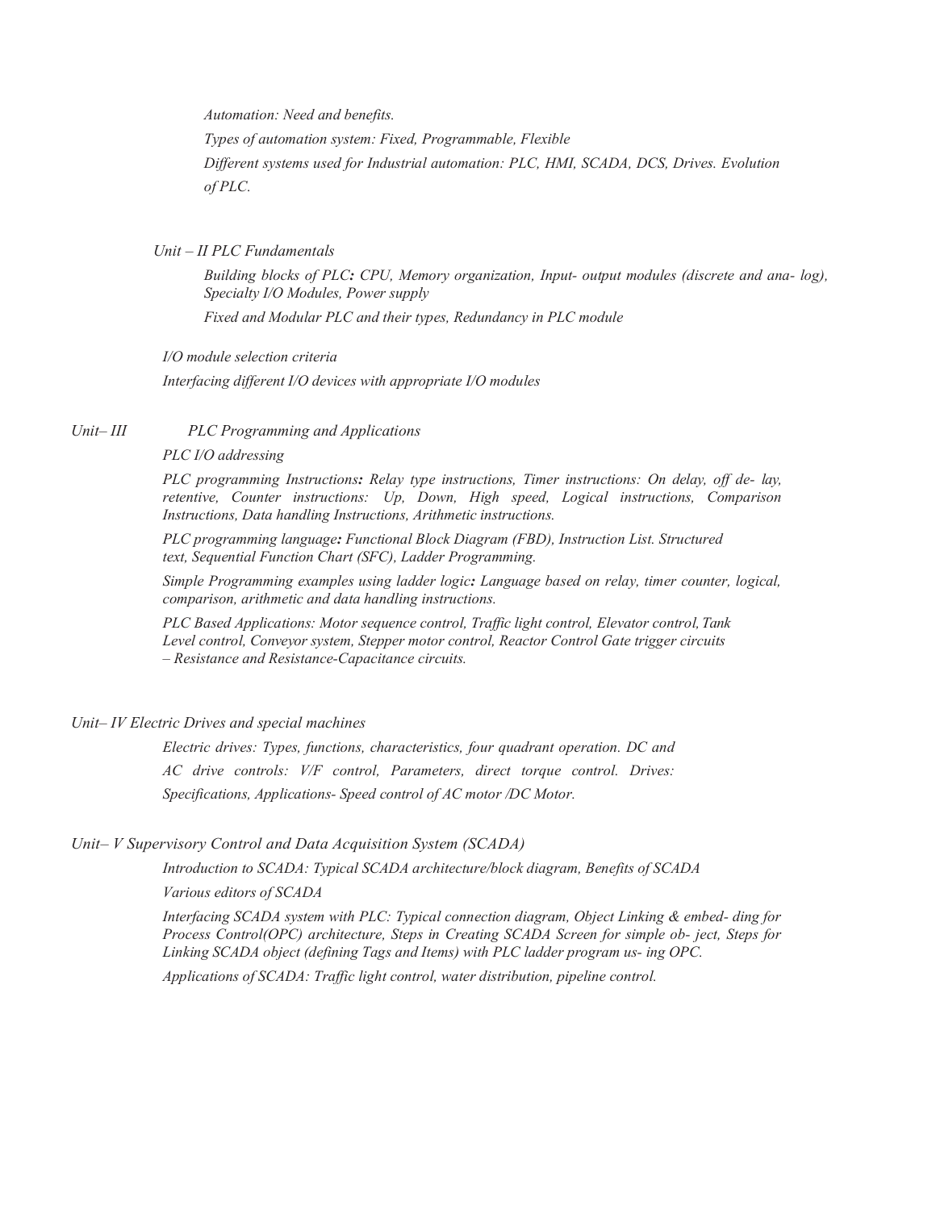*Automation: Need and benefits.*

*Types of automation system: Fixed, Programmable, Flexible*

*Different systems used for Industrial automation: PLC, HMI, SCADA, DCS, Drives. Evolution of PLC.*

*Unit – II PLC Fundamentals*

*Building blocks of PLC**:** CPU, Memory organization, Input- output modules (discrete and ana- log), Specialty I/O Modules, Power supply*

*Fixed and Modular PLC and their types, Redundancy in PLC module*

*I/O module selection criteria*

*Interfacing different I/O devices with appropriate I/O modules*

*Unit– III PLC Programming and Applications*

*PLC I/O addressing*

*PLC programming Instructions**:** Relay type instructions, Timer instructions: On delay, off de- lay, retentive, Counter instructions: Up, Down, High speed, Logical instructions, Comparison Instructions, Data handling Instructions, Arithmetic instructions.*

*PLC programming language**:** Functional Block Diagram (FBD), Instruction List. Structured text, Sequential Function Chart (SFC), Ladder Programming.*

*Simple Programming examples using ladder logic**:** Language based on relay, timer counter, logical, comparison, arithmetic and data handling instructions.*

*PLC Based Applications: Motor sequence control, Traffic light control, Elevator control, Tank Level control, Conveyor system, Stepper motor control, Reactor Control Gate trigger circuits – Resistance and Resistance-Capacitance circuits.*

*Unit– IV Electric Drives and special machines*

*Electric drives: Types, functions, characteristics, four quadrant operation. DC and AC drive controls: V/F control, Parameters, direct torque control. Drives: Specifications, Applications- Speed control of AC motor /DC Motor.*

*Unit– V Supervisory Control and Data Acquisition System (SCADA)*

*Introduction to SCADA: Typical SCADA architecture/block diagram, Benefits of SCADA*

*Various editors of SCADA*

*Interfacing SCADA system with PLC: Typical connection diagram, Object Linking & embed- ding for Process Control(OPC) architecture, Steps in Creating SCADA Screen for simple ob- ject, Steps for Linking SCADA object (defining Tags and Items) with PLC ladder program us- ing OPC.*

*Applications of SCADA: Traffic light control, water distribution, pipeline control.*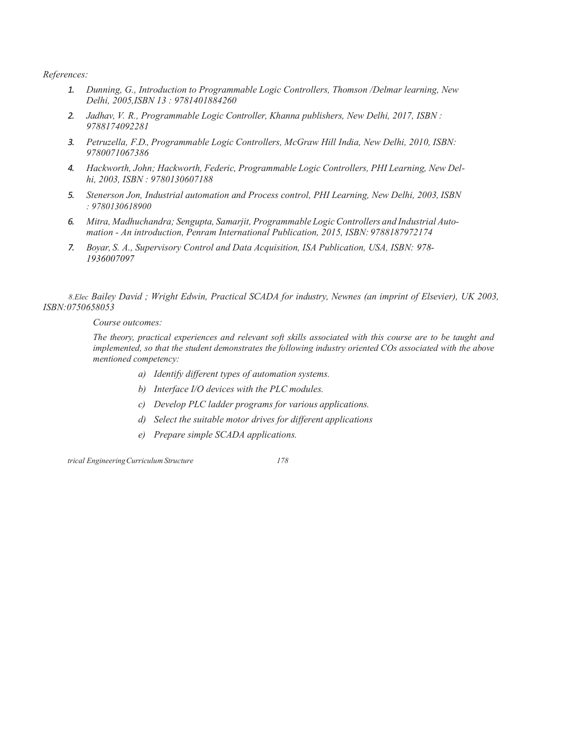*References:*

1. *Dunning, G., Introduction to Programmable Logic Controllers, Thomson /Delmar learning, New Delhi, 2005,ISBN 13 : 9781401884260*
2. *Jadhav, V. R., Programmable Logic Controller, Khanna publishers, New Delhi, 2017, ISBN : 9788174092281*
3. *Petruzella, F.D., Programmable Logic Controllers, McGraw Hill India, New Delhi, 2010, ISBN: 9780071067386*
4. *Hackworth, John; Hackworth, Federic, Programmable Logic Controllers, PHI Learning, New Delhi, 2003, ISBN : 9780130607188*
5. *Stenerson Jon, Industrial automation and Process control, PHI Learning, New Delhi, 2003, ISBN : 9780130618900*
6. *Mitra, Madhuchandra; Sengupta, Samarjit, Programmable Logic Controllers and Industrial Automation - An introduction, Penram International Publication, 2015, ISBN: 9788187972174*
7. *Boyar, S. A., Supervisory Control and Data Acquisition, ISA Publication, USA, ISBN: 978-1936007097*

*8.Elec Bailey David ; Wright Edwin, Practical SCADA for industry, Newnes (an imprint of Elsevier), UK 2003, ISBN:0750658053*

*Course outcomes:*

*The theory, practical experiences and relevant soft skills associated with this course are to be taught and implemented, so that the student demonstrates the following industry oriented COs associated with the above mentioned competency:*

a) *Identify different types of automation systems.*
b) *Interface I/O devices with the PLC modules.*
c) *Develop PLC ladder programs for various applications.*
d) *Select the suitable motor drives for different applications*
e) *Prepare simple SCADA applications.*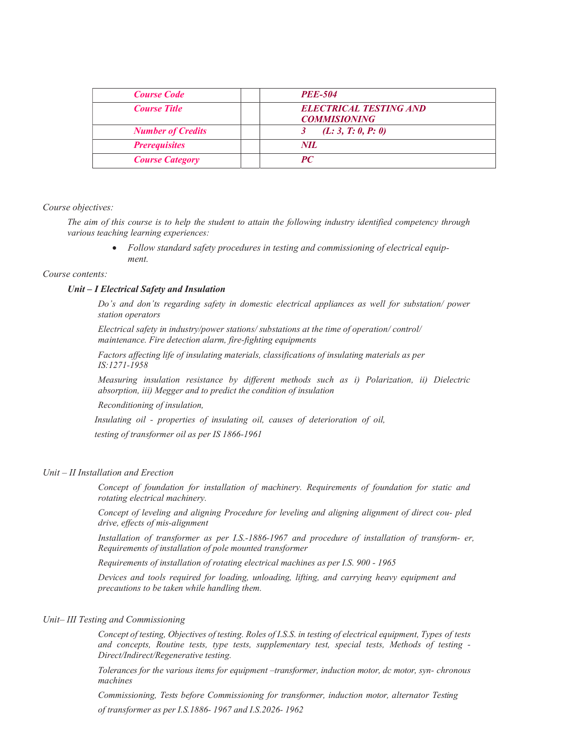| *Course Code* | | *PEE-504* |
|---|---|---|
| *Course Title* | | *ELECTRICAL TESTING AND COMMISIONING* |
| *Number of Credits* | | *3 (L: 3, T: 0, P: 0)* |
| *Prerequisites* | | *NIL* |
| *Course Category* | | *PC* |

*Course objectives:*

*The aim of this course is to help the student to attain the following industry identified competency through various teaching learning experiences:*

- *Follow standard safety procedures in testing and commissioning of electrical equipment.*

*Course contents:*

### *Unit – I Electrical Safety and Insulation*

*Do's and don'ts regarding safety in domestic electrical appliances as well for substation/ power station operators*

*Electrical safety in industry/power stations/ substations at the time of operation/ control/ maintenance. Fire detection alarm, fire-fighting equipments*

*Factors affecting life of insulating materials, classifications of insulating materials as per IS:1271-1958*

*Measuring insulation resistance by different methods such as i) Polarization, ii) Dielectric absorption, iii) Megger and to predict the condition of insulation*

*Reconditioning of insulation,*

*Insulating oil - properties of insulating oil, causes of deterioration of oil, testing of transformer oil as per IS 1866-1961*

### *Unit – II Installation and Erection*

*Concept of foundation for installation of machinery. Requirements of foundation for static and rotating electrical machinery.*

*Concept of leveling and aligning Procedure for leveling and aligning alignment of direct cou- pled drive, effects of mis-alignment*

*Installation of transformer as per I.S.-1886-1967 and procedure of installation of transform- er, Requirements of installation of pole mounted transformer*

*Requirements of installation of rotating electrical machines as per I.S. 900 - 1965*

*Devices and tools required for loading, unloading, lifting, and carrying heavy equipment and precautions to be taken while handling them.*

### *Unit– III Testing and Commissioning*

*Concept of testing, Objectives of testing. Roles of I.S.S. in testing of electrical equipment, Types of tests and concepts, Routine tests, type tests, supplementary test, special tests, Methods of testing - Direct/Indirect/Regenerative testing.*

*Tolerances for the various items for equipment –transformer, induction motor, dc motor, syn- chronous machines*

*Commissioning, Tests before Commissioning for transformer, induction motor, alternator Testing of transformer as per I.S.1886- 1967 and I.S.2026- 1962*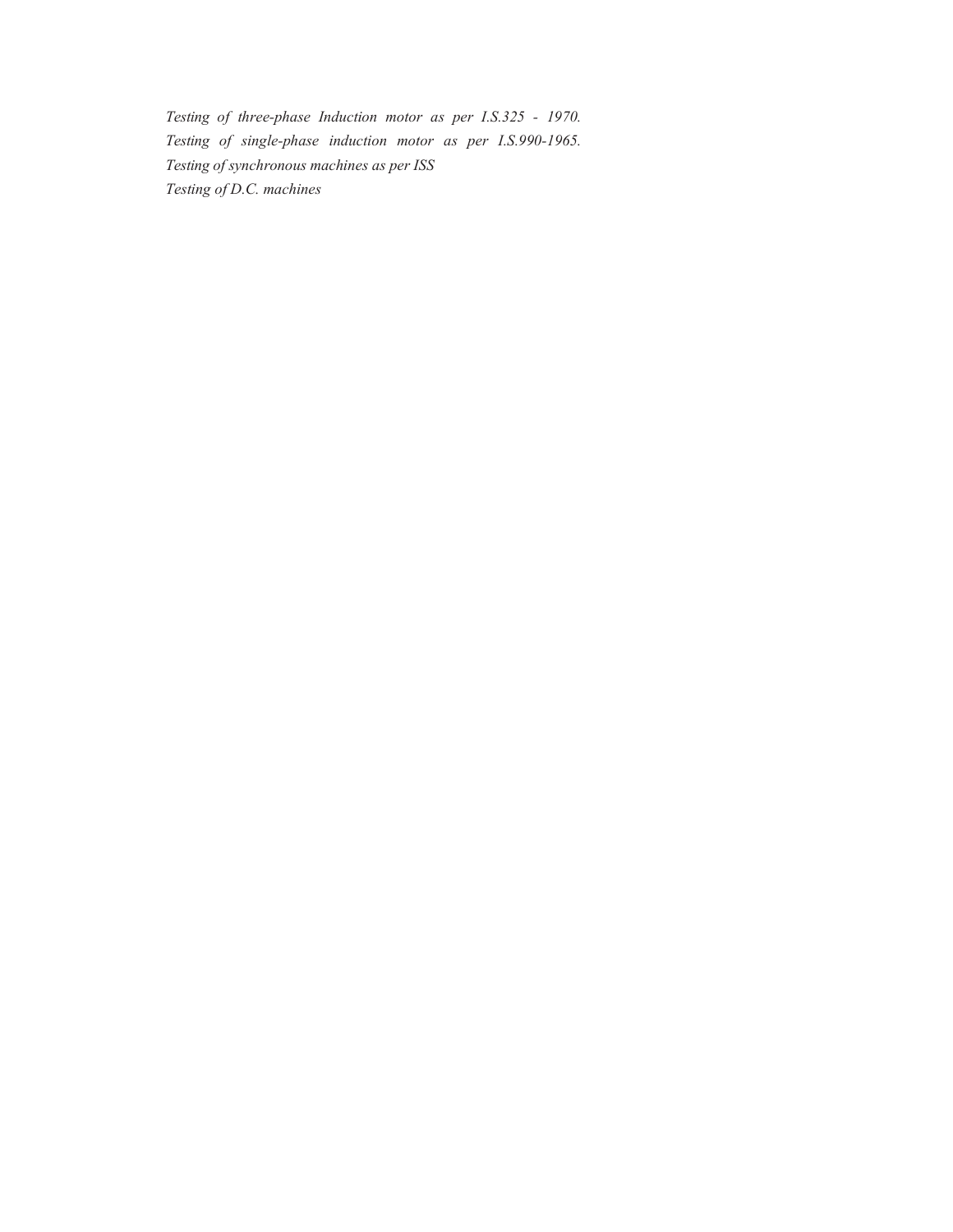*Testing of three-phase Induction motor as per I.S.325 - 1970.*
*Testing of single-phase induction motor as per I.S.990-1965.*
*Testing of synchronous machines as per ISS*
*Testing of D.C. machines*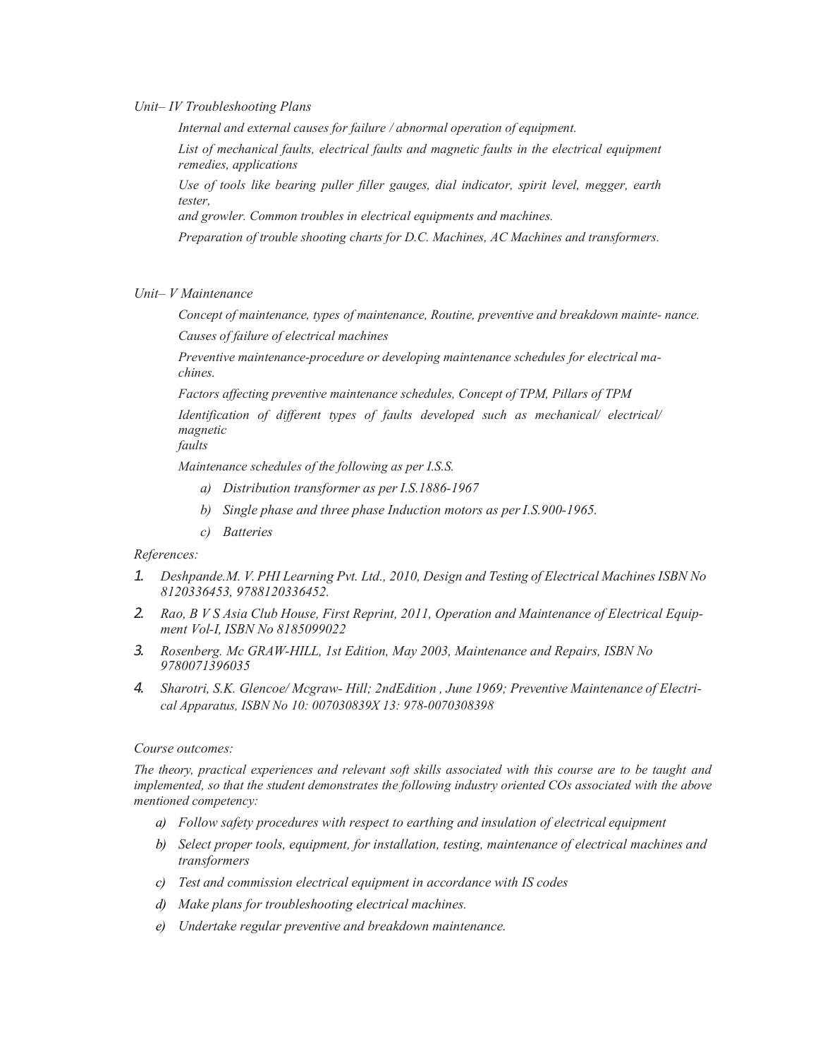*Unit– IV Troubleshooting Plans*

*Internal and external causes for failure / abnormal operation of equipment.*

*List of mechanical faults, electrical faults and magnetic faults in the electrical equipment remedies, applications*

*Use of tools like bearing puller filler gauges, dial indicator, spirit level, megger, earth tester,*
*and growler. Common troubles in electrical equipments and machines.*

*Preparation of trouble shooting charts for D.C. Machines, AC Machines and transformers.*

*Unit– V Maintenance*

*Concept of maintenance, types of maintenance, Routine, preventive and breakdown mainte- nance.*

*Causes of failure of electrical machines*

*Preventive maintenance-procedure or developing maintenance schedules for electrical ma- chines.*

*Factors affecting preventive maintenance schedules, Concept of TPM, Pillars of TPM*

*Identification of different types of faults developed such as mechanical/ electrical/ magnetic*
*faults*

*Maintenance schedules of the following as per I.S.S.*

a) *Distribution transformer as per I.S.1886-1967*
b) *Single phase and three phase Induction motors as per I.S.900-1965.*
c) *Batteries*

*References:*

1. *Deshpande.M. V. PHI Learning Pvt. Ltd., 2010, Design and Testing of Electrical Machines ISBN No 8120336453, 9788120336452.*
2. *Rao, B V S Asia Club House, First Reprint, 2011, Operation and Maintenance of Electrical Equip- ment Vol-I, ISBN No 8185099022*
3. *Rosenberg. Mc GRAW-HILL, 1st Edition, May 2003, Maintenance and Repairs, ISBN No 9780071396035*
4. *Sharotri, S.K. Glencoe/ Mcgraw- Hill; 2ndEdition , June 1969; Preventive Maintenance of Electri- cal Apparatus, ISBN No 10: 007030839X 13: 978-0070308398*

*Course outcomes:*

*The theory, practical experiences and relevant soft skills associated with this course are to be taught and implemented, so that the student demonstrates the following industry oriented COs associated with the above mentioned competency:*

a) *Follow safety procedures with respect to earthing and insulation of electrical equipment*
b) *Select proper tools, equipment, for installation, testing, maintenance of electrical machines and transformers*
c) *Test and commission electrical equipment in accordance with IS codes*
d) *Make plans for troubleshooting electrical machines.*
e) *Undertake regular preventive and breakdown maintenance.*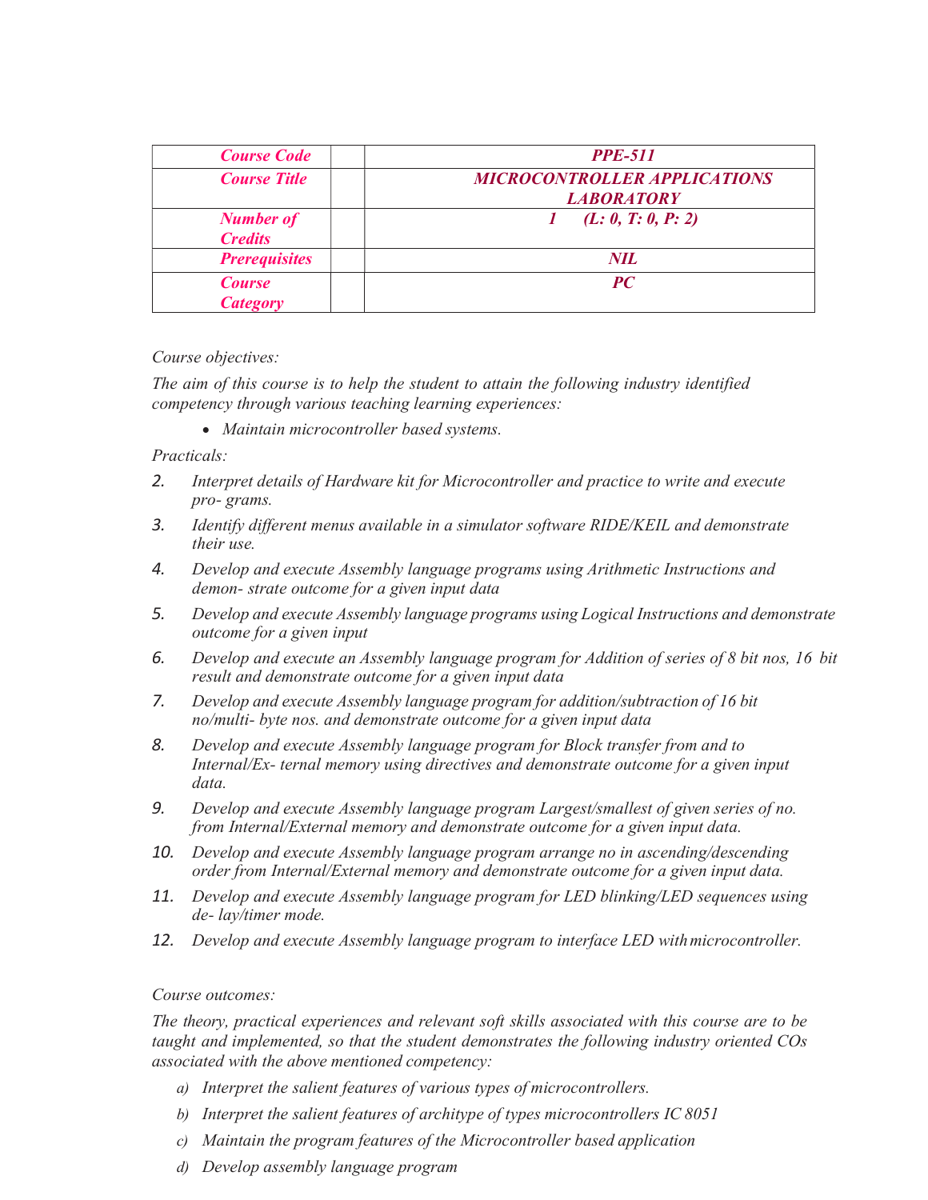| | | |
|---|---|---|
| ***Course Code*** | | ***PPE-511*** |
| ***Course Title*** | | ***MICROCONTROLLER APPLICATIONS LABORATORY*** |
| ***Number of Credits*** | | ***1 (L: 0, T: 0, P: 2)*** |
| ***Prerequisites*** | | ***NIL*** |
| ***Course Category*** | | ***PC*** |

*Course objectives:*

*The aim of this course is to help the student to attain the following industry identified competency through various teaching learning experiences:*

- *Maintain microcontroller based systems.*

*Practicals:*

2. *Interpret details of Hardware kit for Microcontroller and practice to write and execute pro- grams.*
3. *Identify different menus available in a simulator software RIDE/KEIL and demonstrate their use.*
4. *Develop and execute Assembly language programs using Arithmetic Instructions and demon- strate outcome for a given input data*
5. *Develop and execute Assembly language programs using Logical Instructions and demonstrate outcome for a given input*
6. *Develop and execute an Assembly language program for Addition of series of 8 bit nos, 16 bit result and demonstrate outcome for a given input data*
7. *Develop and execute Assembly language program for addition/subtraction of 16 bit no/multi- byte nos. and demonstrate outcome for a given input data*
8. *Develop and execute Assembly language program for Block transfer from and to Internal/Ex- ternal memory using directives and demonstrate outcome for a given input data.*
9. *Develop and execute Assembly language program Largest/smallest of given series of no. from Internal/External memory and demonstrate outcome for a given input data.*
10. *Develop and execute Assembly language program arrange no in ascending/descending order from Internal/External memory and demonstrate outcome for a given input data.*
11. *Develop and execute Assembly language program for LED blinking/LED sequences using de- lay/timer mode.*
12. *Develop and execute Assembly language program to interface LED with microcontroller.*

*Course outcomes:*

*The theory, practical experiences and relevant soft skills associated with this course are to be taught and implemented, so that the student demonstrates the following industry oriented COs associated with the above mentioned competency:*

a) *Interpret the salient features of various types of microcontrollers.*
b) *Interpret the salient features of architype of types microcontrollers IC 8051*
c) *Maintain the program features of the Microcontroller based application*
d) *Develop assembly language program*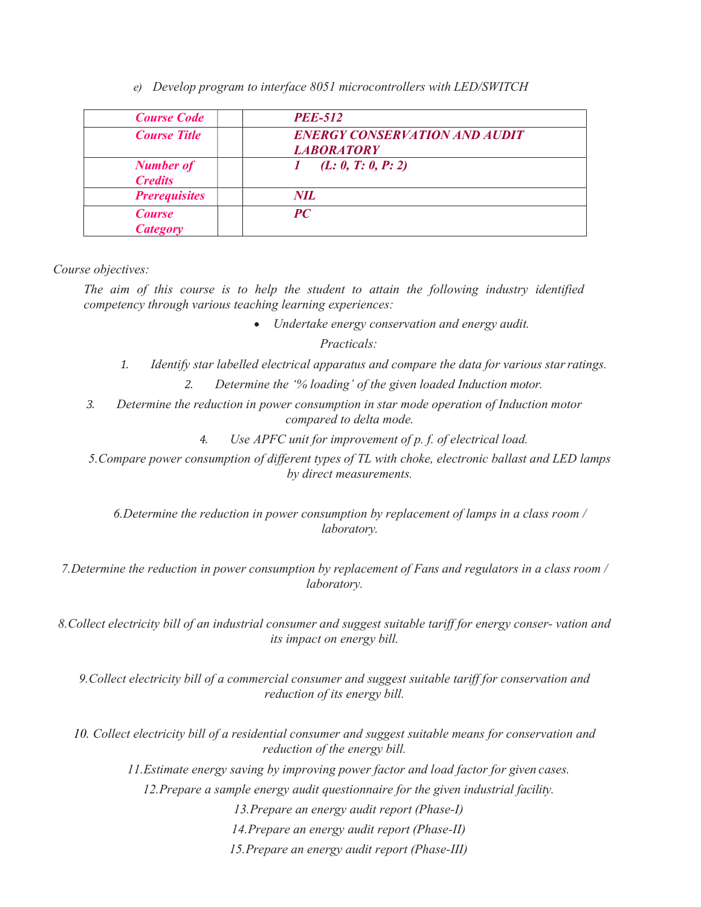e) *Develop program to interface 8051 microcontrollers with LED/SWITCH*

| | | |
|---|---|---|
| ***Course Code*** | | ***PEE-512*** |
| ***Course Title*** | | ***ENERGY CONSERVATION AND AUDIT LABORATORY*** |
| ***Number of Credits*** | | ***1 (L: 0, T: 0, P: 2)*** |
| ***Prerequisites*** | | ***NIL*** |
| ***Course Category*** | | ***PC*** |

*Course objectives:*

*The aim of this course is to help the student to attain the following industry identified competency through various teaching learning experiences:*

- *Undertake energy conservation and energy audit.*

*Practicals:*

1. *Identify star labelled electrical apparatus and compare the data for various star ratings.*
2. *Determine the '% loading' of the given loaded Induction motor.*
3. *Determine the reduction in power consumption in star mode operation of Induction motor compared to delta mode.*
4. *Use APFC unit for improvement of p. f. of electrical load.*
5. *Compare power consumption of different types of TL with choke, electronic ballast and LED lamps by direct measurements.*
6. *Determine the reduction in power consumption by replacement of lamps in a class room / laboratory.*
7. *Determine the reduction in power consumption by replacement of Fans and regulators in a class room / laboratory.*
8. *Collect electricity bill of an industrial consumer and suggest suitable tariff for energy conser- vation and its impact on energy bill.*
9. *Collect electricity bill of a commercial consumer and suggest suitable tariff for conservation and reduction of its energy bill.*
10. *Collect electricity bill of a residential consumer and suggest suitable means for conservation and reduction of the energy bill.*
11. *Estimate energy saving by improving power factor and load factor for given cases.*
12. *Prepare a sample energy audit questionnaire for the given industrial facility.*
13. *Prepare an energy audit report (Phase-I)*
14. *Prepare an energy audit report (Phase-II)*
15. *Prepare an energy audit report (Phase-III)*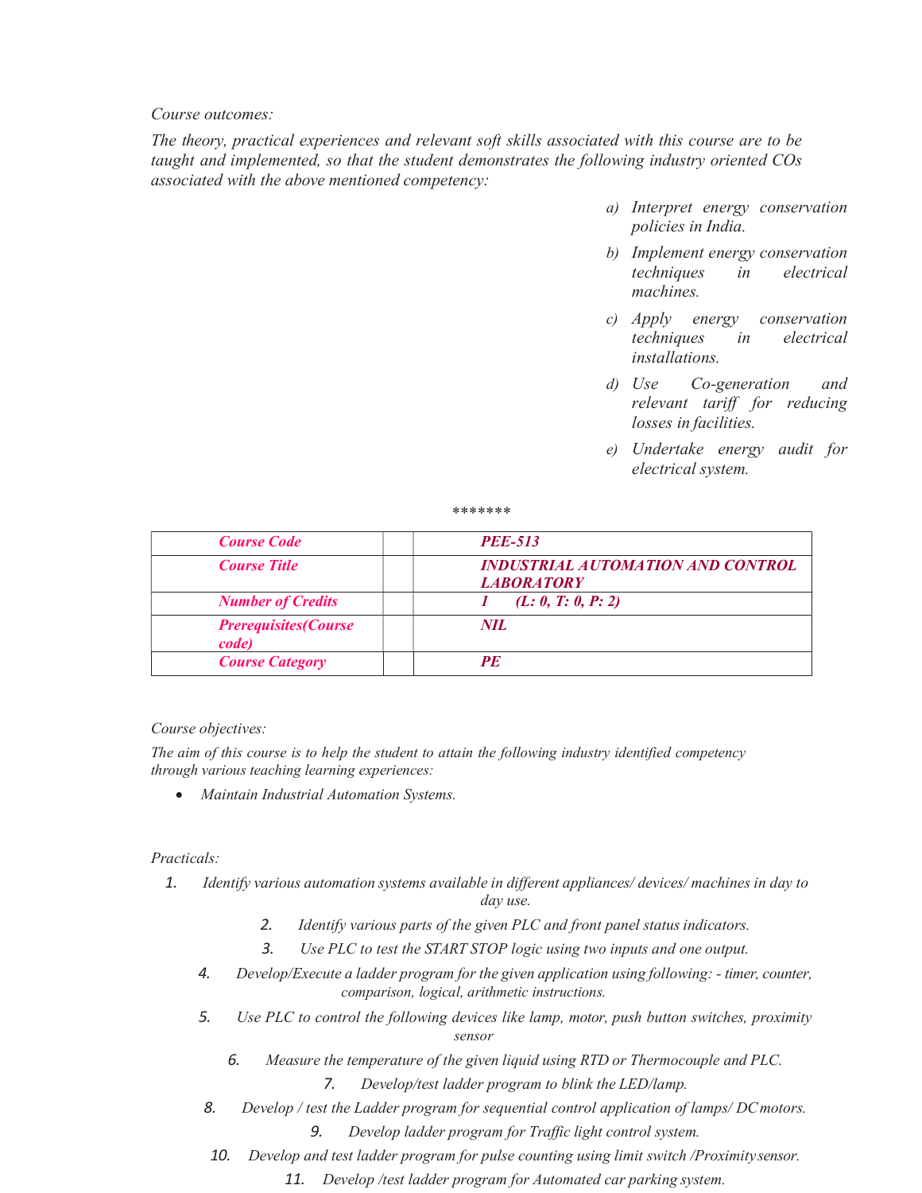*Course outcomes:*

*The theory, practical experiences and relevant soft skills associated with this course are to be taught and implemented, so that the student demonstrates the following industry oriented COs associated with the above mentioned competency:*

a) *Interpret energy conservation policies in India.*
b) *Implement energy conservation techniques in electrical machines.*
c) *Apply energy conservation techniques in electrical installations.*
d) *Use Co-generation and relevant tariff for reducing losses in facilities.*
e) *Undertake energy audit for electrical system.*

*******

| | | |
|---|---|---|
| ***Course Code*** | | ***PEE-513*** |
| ***Course Title*** | | ***INDUSTRIAL AUTOMATION AND CONTROL LABORATORY*** |
| ***Number of Credits*** | | ***1 (L: 0, T: 0, P: 2)*** |
| ***Prerequisites(Course code)*** | | ***NIL*** |
| ***Course Category*** | | ***PE*** |

*Course objectives:*

*The aim of this course is to help the student to attain the following industry identified competency through various teaching learning experiences:*

- *Maintain Industrial Automation Systems.*

*Practicals:*

1. *Identify various automation systems available in different appliances/ devices/ machines in day to day use.*
2. *Identify various parts of the given PLC and front panel status indicators.*
3. *Use PLC to test the START STOP logic using two inputs and one output.*
4. *Develop/Execute a ladder program for the given application using following: - timer, counter, comparison, logical, arithmetic instructions.*
5. *Use PLC to control the following devices like lamp, motor, push button switches, proximity sensor*
6. *Measure the temperature of the given liquid using RTD or Thermocouple and PLC.*
7. *Develop/test ladder program to blink the LED/lamp.*
8. *Develop / test the Ladder program for sequential control application of lamps/ DC motors.*
9. *Develop ladder program for Traffic light control system.*
10. *Develop and test ladder program for pulse counting using limit switch /Proximity sensor.*
11. *Develop /test ladder program for Automated car parking system.*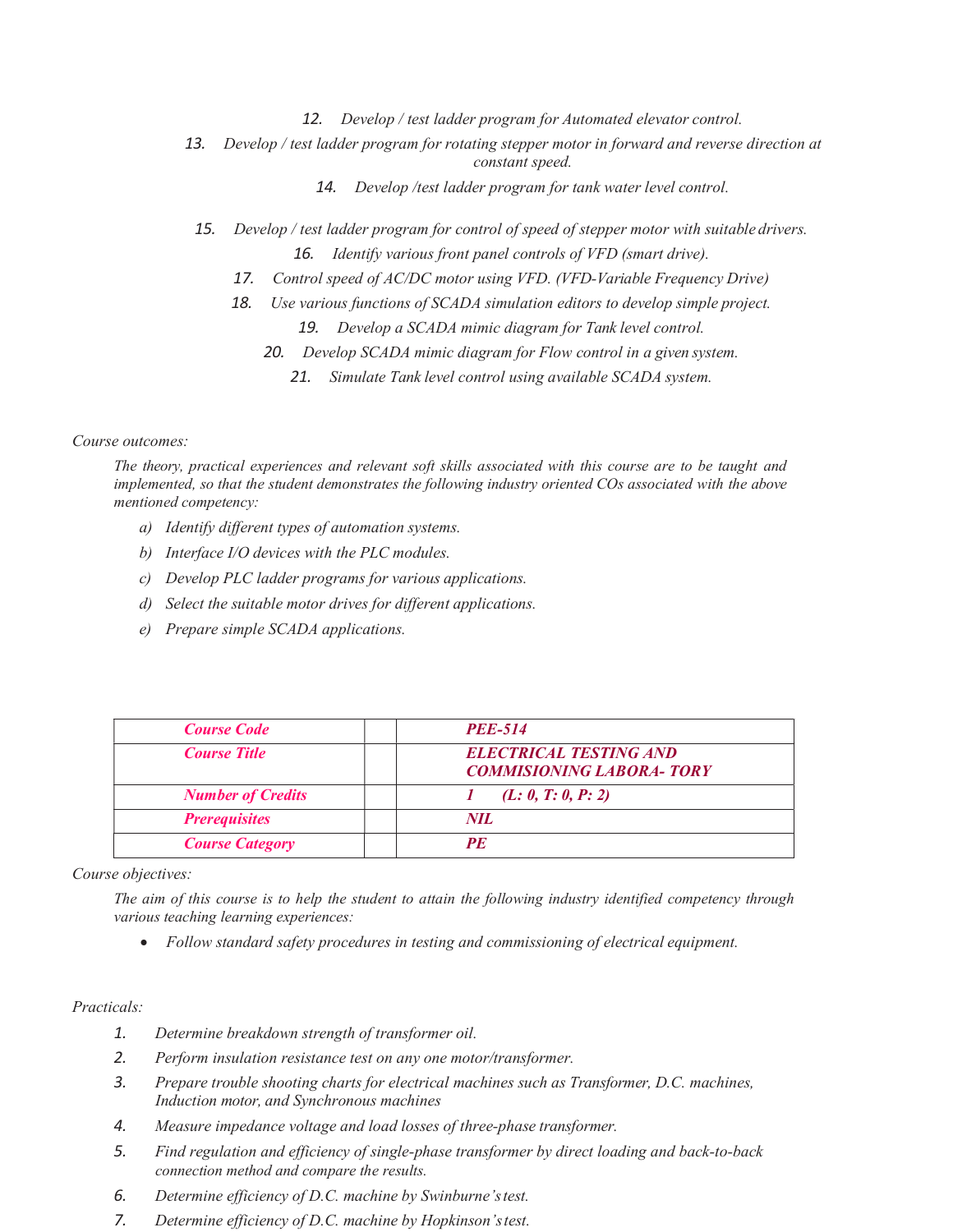12. *Develop / test ladder program for Automated elevator control.*
13. *Develop / test ladder program for rotating stepper motor in forward and reverse direction at constant speed.*
14. *Develop /test ladder program for tank water level control.*
15. *Develop / test ladder program for control of speed of stepper motor with suitable drivers.*
16. *Identify various front panel controls of VFD (smart drive).*
17. *Control speed of AC/DC motor using VFD. (VFD-Variable Frequency Drive)*
18. *Use various functions of SCADA simulation editors to develop simple project.*
19. *Develop a SCADA mimic diagram for Tank level control.*
20. *Develop SCADA mimic diagram for Flow control in a given system.*
21. *Simulate Tank level control using available SCADA system.*

*Course outcomes:*

*The theory, practical experiences and relevant soft skills associated with this course are to be taught and implemented, so that the student demonstrates the following industry oriented COs associated with the above mentioned competency:*

a) *Identify different types of automation systems.*
b) *Interface I/O devices with the PLC modules.*
c) *Develop PLC ladder programs for various applications.*
d) *Select the suitable motor drives for different applications.*
e) *Prepare simple SCADA applications.*

| | | |
|---|---|---|
| ***Course Code*** | | ***PEE-514*** |
| ***Course Title*** | | ***ELECTRICAL TESTING AND COMMISIONING LABORA- TORY*** |
| ***Number of Credits*** | | ***1 (L: 0, T: 0, P: 2)*** |
| ***Prerequisites*** | | ***NIL*** |
| ***Course Category*** | | ***PE*** |

*Course objectives:*

*The aim of this course is to help the student to attain the following industry identified competency through various teaching learning experiences:*

- *Follow standard safety procedures in testing and commissioning of electrical equipment.*

*Practicals:*

1. *Determine breakdown strength of transformer oil.*
2. *Perform insulation resistance test on any one motor/transformer.*
3. *Prepare trouble shooting charts for electrical machines such as Transformer, D.C. machines, Induction motor, and Synchronous machines*
4. *Measure impedance voltage and load losses of three-phase transformer.*
5. *Find regulation and efficiency of single-phase transformer by direct loading and back-to-back connection method and compare the results.*
6. *Determine efficiency of D.C. machine by Swinburne's test.*
7. *Determine efficiency of D.C. machine by Hopkinson's test.*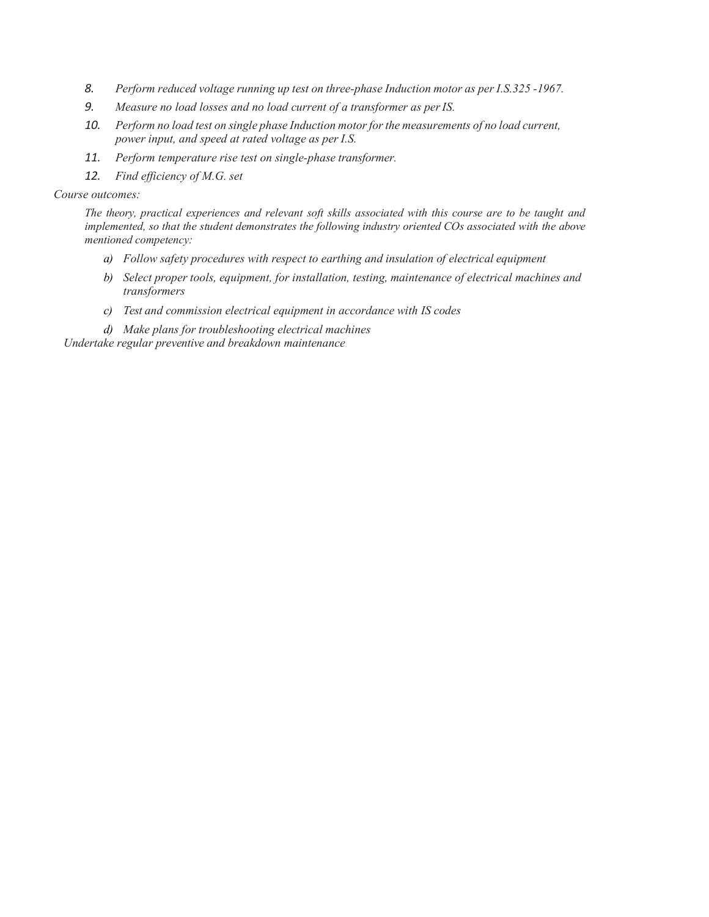8. *Perform reduced voltage running up test on three-phase Induction motor as per I.S.325 -1967.*
9. *Measure no load losses and no load current of a transformer as per IS.*
10. *Perform no load test on single phase Induction motor for the measurements of no load current, power input, and speed at rated voltage as per I.S.*
11. *Perform temperature rise test on single-phase transformer.*
12. *Find efficiency of M.G. set*

*Course outcomes:*

*The theory, practical experiences and relevant soft skills associated with this course are to be taught and implemented, so that the student demonstrates the following industry oriented COs associated with the above mentioned competency:*

- *a) Follow safety procedures with respect to earthing and insulation of electrical equipment*
- *b) Select proper tools, equipment, for installation, testing, maintenance of electrical machines and transformers*
- *c) Test and commission electrical equipment in accordance with IS codes*
- *d) Make plans for troubleshooting electrical machines*

*Undertake regular preventive and breakdown maintenance*